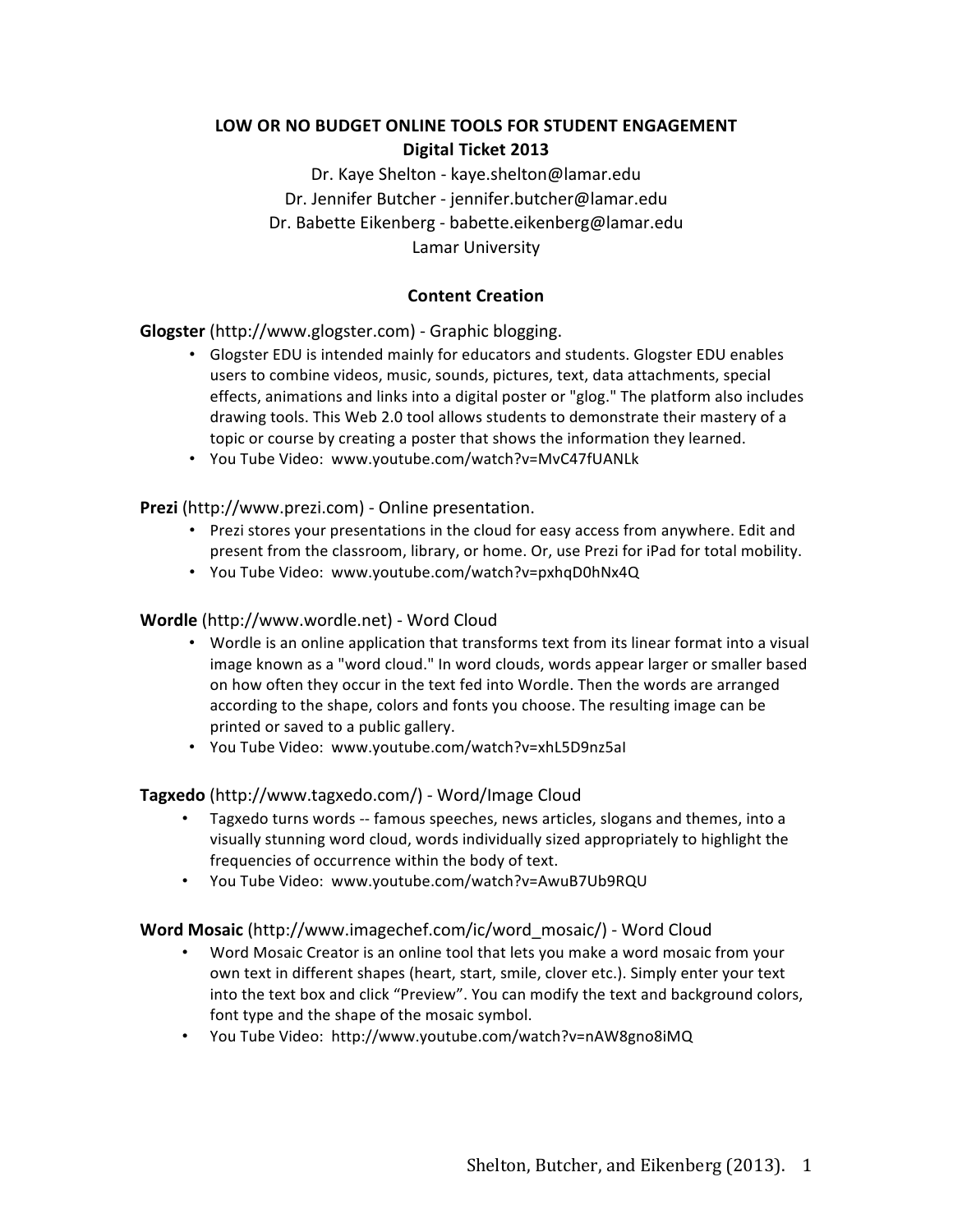# LOW OR NO BUDGET ONLINE TOOLS FOR STUDENT ENGAGEMENT

## Digital Ticket 2013

Dr. Kaye Shelton - kaye.shelton@lamar.edu
Dr. Jennifer Butcher - jennifer.butcher@lamar.edu
Dr. Babette Eikenberg - babette.eikenberg@lamar.edu
Lamar University

## Content Creation

**Glogster** (http://www.glogster.com) - Graphic blogging.

- Glogster EDU is intended mainly for educators and students. Glogster EDU enables users to combine videos, music, sounds, pictures, text, data attachments, special effects, animations and links into a digital poster or "glog." The platform also includes drawing tools. This Web 2.0 tool allows students to demonstrate their mastery of a topic or course by creating a poster that shows the information they learned.
- You Tube Video: www.youtube.com/watch?v=MvC47fUANLk

**Prezi** (http://www.prezi.com) - Online presentation.

- Prezi stores your presentations in the cloud for easy access from anywhere. Edit and present from the classroom, library, or home. Or, use Prezi for iPad for total mobility.
- You Tube Video: www.youtube.com/watch?v=pxhqD0hNx4Q

**Wordle** (http://www.wordle.net) - Word Cloud

- Wordle is an online application that transforms text from its linear format into a visual image known as a "word cloud." In word clouds, words appear larger or smaller based on how often they occur in the text fed into Wordle. Then the words are arranged according to the shape, colors and fonts you choose. The resulting image can be printed or saved to a public gallery.
- You Tube Video: www.youtube.com/watch?v=xhL5D9nz5aI

**Tagxedo** (http://www.tagxedo.com/) - Word/Image Cloud

- Tagxedo turns words -- famous speeches, news articles, slogans and themes, into a visually stunning word cloud, words individually sized appropriately to highlight the frequencies of occurrence within the body of text.
- You Tube Video: www.youtube.com/watch?v=AwuB7Ub9RQU

**Word Mosaic** (http://www.imagechef.com/ic/word_mosaic/) - Word Cloud

- Word Mosaic Creator is an online tool that lets you make a word mosaic from your own text in different shapes (heart, start, smile, clover etc.). Simply enter your text into the text box and click "Preview". You can modify the text and background colors, font type and the shape of the mosaic symbol.
- You Tube Video: http://www.youtube.com/watch?v=nAW8gno8iMQ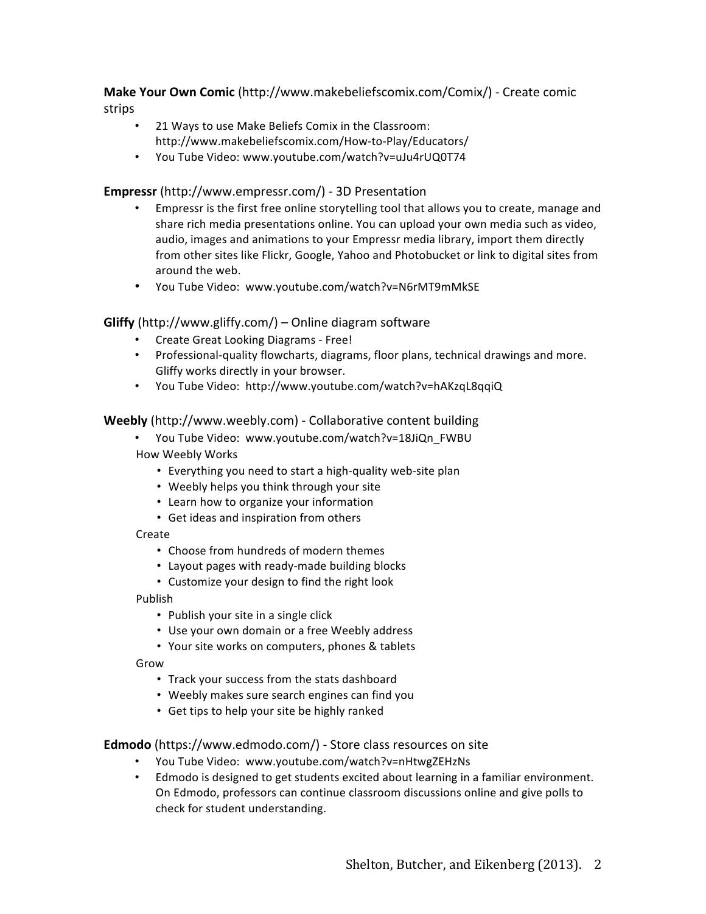**Make Your Own Comic** (http://www.makebeliefscomix.com/Comix/) - Create comic strips

- 21 Ways to use Make Beliefs Comix in the Classroom: http://www.makebeliefscomix.com/How-to-Play/Educators/
- You Tube Video: www.youtube.com/watch?v=uJu4rUQ0T74

**Empressr** (http://www.empressr.com/) - 3D Presentation

- Empressr is the first free online storytelling tool that allows you to create, manage and share rich media presentations online. You can upload your own media such as video, audio, images and animations to your Empressr media library, import them directly from other sites like Flickr, Google, Yahoo and Photobucket or link to digital sites from around the web.
- You Tube Video: www.youtube.com/watch?v=N6rMT9mMkSE

**Gliffy** (http://www.gliffy.com/) – Online diagram software

- Create Great Looking Diagrams - Free!
- Professional-quality flowcharts, diagrams, floor plans, technical drawings and more. Gliffy works directly in your browser.
- You Tube Video: http://www.youtube.com/watch?v=hAKzqL8qqiQ

**Weebly** (http://www.weebly.com) - Collaborative content building

- You Tube Video: www.youtube.com/watch?v=18JiQn_FWBU

How Weebly Works

- Everything you need to start a high-quality web-site plan
- Weebly helps you think through your site
- Learn how to organize your information
- Get ideas and inspiration from others

Create

- Choose from hundreds of modern themes
- Layout pages with ready-made building blocks
- Customize your design to find the right look

Publish

- Publish your site in a single click
- Use your own domain or a free Weebly address
- Your site works on computers, phones & tablets

Grow

- Track your success from the stats dashboard
- Weebly makes sure search engines can find you
- Get tips to help your site be highly ranked

**Edmodo** (https://www.edmodo.com/) - Store class resources on site

- You Tube Video: www.youtube.com/watch?v=nHtwgZEHzNs
- Edmodo is designed to get students excited about learning in a familiar environment. On Edmodo, professors can continue classroom discussions online and give polls to check for student understanding.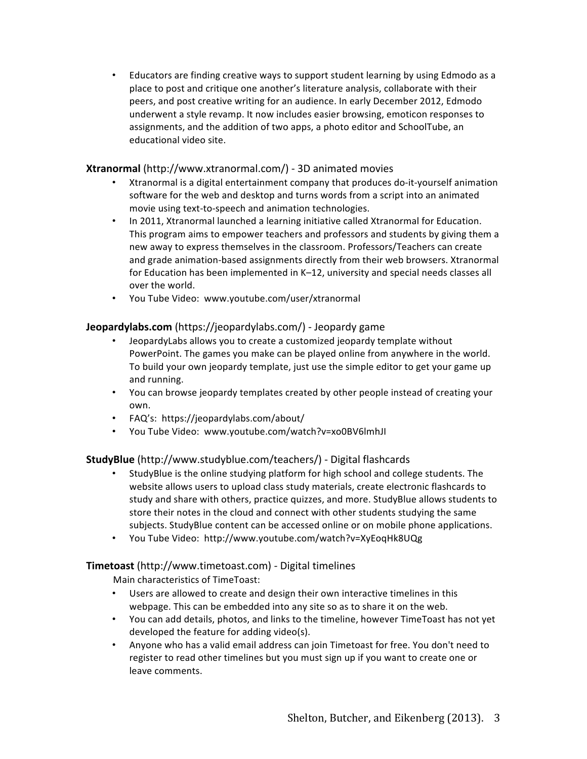- Educators are finding creative ways to support student learning by using Edmodo as a place to post and critique one another's literature analysis, collaborate with their peers, and post creative writing for an audience. In early December 2012, Edmodo underwent a style revamp. It now includes easier browsing, emoticon responses to assignments, and the addition of two apps, a photo editor and SchoolTube, an educational video site.

**Xtranormal** (http://www.xtranormal.com/) - 3D animated movies

- Xtranormal is a digital entertainment company that produces do-it-yourself animation software for the web and desktop and turns words from a script into an animated movie using text-to-speech and animation technologies.
- In 2011, Xtranormal launched a learning initiative called Xtranormal for Education. This program aims to empower teachers and professors and students by giving them a new away to express themselves in the classroom. Professors/Teachers can create and grade animation-based assignments directly from their web browsers. Xtranormal for Education has been implemented in K–12, university and special needs classes all over the world.
- You Tube Video: www.youtube.com/user/xtranormal

**Jeopardylabs.com** (https://jeopardylabs.com/) - Jeopardy game

- JeopardyLabs allows you to create a customized jeopardy template without PowerPoint. The games you make can be played online from anywhere in the world. To build your own jeopardy template, just use the simple editor to get your game up and running.
- You can browse jeopardy templates created by other people instead of creating your own.
- FAQ's: https://jeopardylabs.com/about/
- You Tube Video: www.youtube.com/watch?v=xo0BV6lmhJI

**StudyBlue** (http://www.studyblue.com/teachers/) - Digital flashcards

- StudyBlue is the online studying platform for high school and college students. The website allows users to upload class study materials, create electronic flashcards to study and share with others, practice quizzes, and more. StudyBlue allows students to store their notes in the cloud and connect with other students studying the same subjects. StudyBlue content can be accessed online or on mobile phone applications.
- You Tube Video: http://www.youtube.com/watch?v=XyEoqHk8UQg

**Timetoast** (http://www.timetoast.com) - Digital timelines

Main characteristics of TimeToast:

- Users are allowed to create and design their own interactive timelines in this webpage. This can be embedded into any site so as to share it on the web.
- You can add details, photos, and links to the timeline, however TimeToast has not yet developed the feature for adding video(s).
- Anyone who has a valid email address can join Timetoast for free. You don't need to register to read other timelines but you must sign up if you want to create one or leave comments.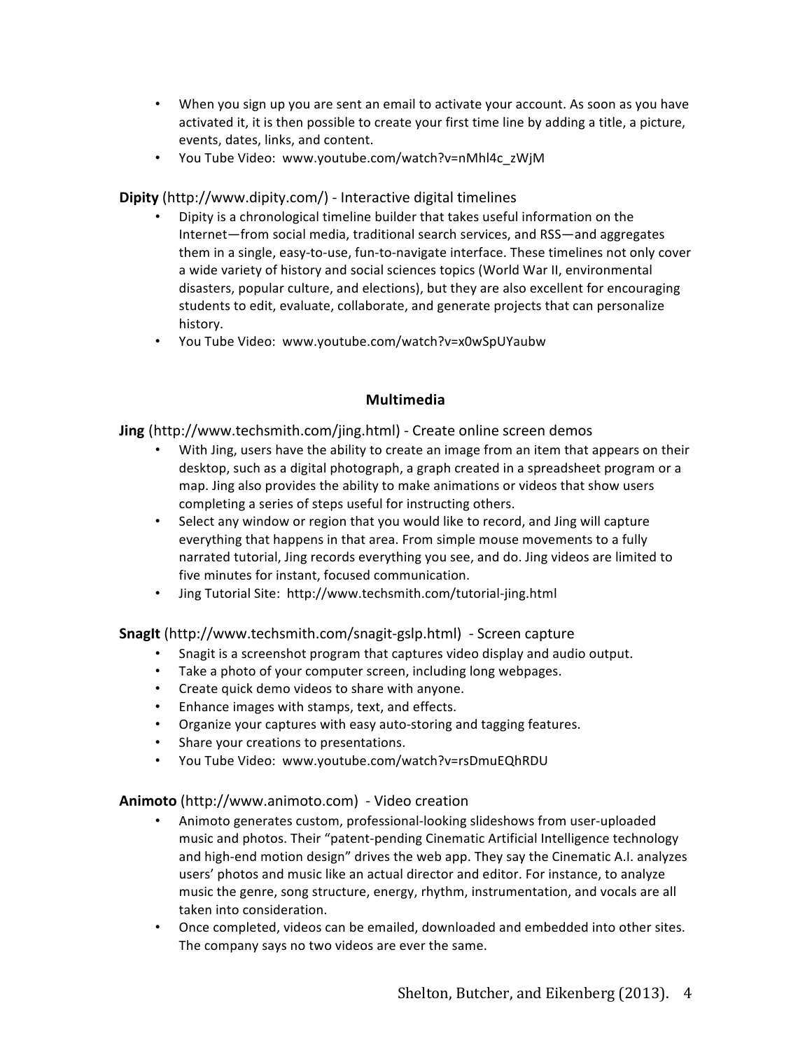- When you sign up you are sent an email to activate your account. As soon as you have activated it, it is then possible to create your first time line by adding a title, a picture, events, dates, links, and content.
- You Tube Video: www.youtube.com/watch?v=nMhl4c_zWjM

**Dipity** (http://www.dipity.com/) - Interactive digital timelines

- Dipity is a chronological timeline builder that takes useful information on the Internet—from social media, traditional search services, and RSS—and aggregates them in a single, easy-to-use, fun-to-navigate interface. These timelines not only cover a wide variety of history and social sciences topics (World War II, environmental disasters, popular culture, and elections), but they are also excellent for encouraging students to edit, evaluate, collaborate, and generate projects that can personalize history.
- You Tube Video: www.youtube.com/watch?v=x0wSpUYaubw

## Multimedia

**Jing** (http://www.techsmith.com/jing.html) - Create online screen demos

- With Jing, users have the ability to create an image from an item that appears on their desktop, such as a digital photograph, a graph created in a spreadsheet program or a map. Jing also provides the ability to make animations or videos that show users completing a series of steps useful for instructing others.
- Select any window or region that you would like to record, and Jing will capture everything that happens in that area. From simple mouse movements to a fully narrated tutorial, Jing records everything you see, and do. Jing videos are limited to five minutes for instant, focused communication.
- Jing Tutorial Site: http://www.techsmith.com/tutorial-jing.html

**SnagIt** (http://www.techsmith.com/snagit-gslp.html) - Screen capture

- Snagit is a screenshot program that captures video display and audio output.
- Take a photo of your computer screen, including long webpages.
- Create quick demo videos to share with anyone.
- Enhance images with stamps, text, and effects.
- Organize your captures with easy auto-storing and tagging features.
- Share your creations to presentations.
- You Tube Video: www.youtube.com/watch?v=rsDmuEQhRDU

**Animoto** (http://www.animoto.com) - Video creation

- Animoto generates custom, professional-looking slideshows from user-uploaded music and photos. Their "patent-pending Cinematic Artificial Intelligence technology and high-end motion design" drives the web app. They say the Cinematic A.I. analyzes users' photos and music like an actual director and editor. For instance, to analyze music the genre, song structure, energy, rhythm, instrumentation, and vocals are all taken into consideration.
- Once completed, videos can be emailed, downloaded and embedded into other sites. The company says no two videos are ever the same.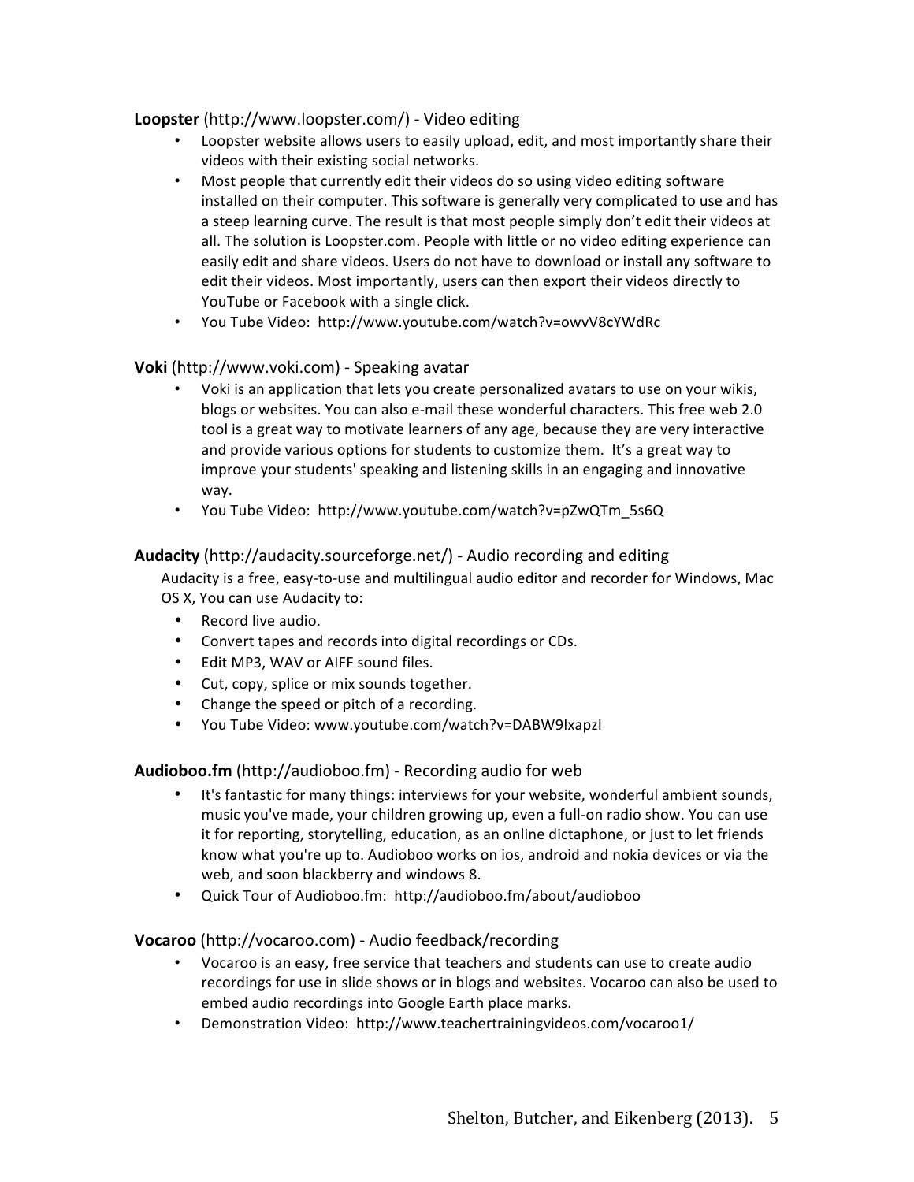**Loopster** (http://www.loopster.com/) - Video editing

- Loopster website allows users to easily upload, edit, and most importantly share their videos with their existing social networks.
- Most people that currently edit their videos do so using video editing software installed on their computer. This software is generally very complicated to use and has a steep learning curve. The result is that most people simply don't edit their videos at all. The solution is Loopster.com. People with little or no video editing experience can easily edit and share videos. Users do not have to download or install any software to edit their videos. Most importantly, users can then export their videos directly to YouTube or Facebook with a single click.
- You Tube Video: http://www.youtube.com/watch?v=owvV8cYWdRc

**Voki** (http://www.voki.com) - Speaking avatar

- Voki is an application that lets you create personalized avatars to use on your wikis, blogs or websites. You can also e-mail these wonderful characters. This free web 2.0 tool is a great way to motivate learners of any age, because they are very interactive and provide various options for students to customize them. It's a great way to improve your students' speaking and listening skills in an engaging and innovative way.
- You Tube Video: http://www.youtube.com/watch?v=pZwQTm_5s6Q

**Audacity** (http://audacity.sourceforge.net/) - Audio recording and editing

Audacity is a free, easy-to-use and multilingual audio editor and recorder for Windows, Mac OS X, You can use Audacity to:

- Record live audio.
- Convert tapes and records into digital recordings or CDs.
- Edit MP3, WAV or AIFF sound files.
- Cut, copy, splice or mix sounds together.
- Change the speed or pitch of a recording.
- You Tube Video: www.youtube.com/watch?v=DABW9IxapzI

**Audioboo.fm** (http://audioboo.fm) - Recording audio for web

- It's fantastic for many things: interviews for your website, wonderful ambient sounds, music you've made, your children growing up, even a full-on radio show. You can use it for reporting, storytelling, education, as an online dictaphone, or just to let friends know what you're up to. Audioboo works on ios, android and nokia devices or via the web, and soon blackberry and windows 8.
- Quick Tour of Audioboo.fm: http://audioboo.fm/about/audioboo

**Vocaroo** (http://vocaroo.com) - Audio feedback/recording

- Vocaroo is an easy, free service that teachers and students can use to create audio recordings for use in slide shows or in blogs and websites. Vocaroo can also be used to embed audio recordings into Google Earth place marks.
- Demonstration Video: http://www.teachertrainingvideos.com/vocaroo1/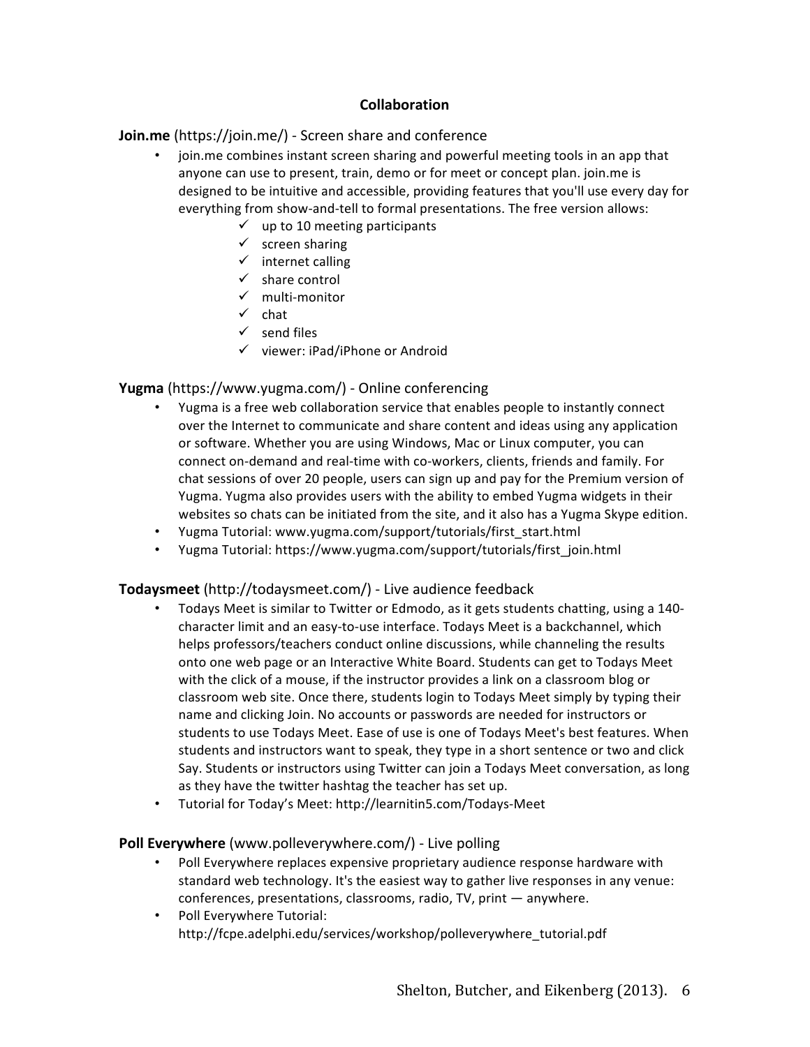## Collaboration

**Join.me** (https://join.me/) - Screen share and conference

- join.me combines instant screen sharing and powerful meeting tools in an app that anyone can use to present, train, demo or for meet or concept plan. join.me is designed to be intuitive and accessible, providing features that you'll use every day for everything from show-and-tell to formal presentations. The free version allows:
  - ✓ up to 10 meeting participants
  - ✓ screen sharing
  - ✓ internet calling
  - ✓ share control
  - ✓ multi-monitor
  - ✓ chat
  - ✓ send files
  - ✓ viewer: iPad/iPhone or Android

**Yugma** (https://www.yugma.com/) - Online conferencing

- Yugma is a free web collaboration service that enables people to instantly connect over the Internet to communicate and share content and ideas using any application or software. Whether you are using Windows, Mac or Linux computer, you can connect on-demand and real-time with co-workers, clients, friends and family. For chat sessions of over 20 people, users can sign up and pay for the Premium version of Yugma. Yugma also provides users with the ability to embed Yugma widgets in their websites so chats can be initiated from the site, and it also has a Yugma Skype edition.
- Yugma Tutorial: www.yugma.com/support/tutorials/first_start.html
- Yugma Tutorial: https://www.yugma.com/support/tutorials/first_join.html

**Todaysmeet** (http://todaysmeet.com/) - Live audience feedback

- Todays Meet is similar to Twitter or Edmodo, as it gets students chatting, using a 140-character limit and an easy-to-use interface. Todays Meet is a backchannel, which helps professors/teachers conduct online discussions, while channeling the results onto one web page or an Interactive White Board. Students can get to Todays Meet with the click of a mouse, if the instructor provides a link on a classroom blog or classroom web site. Once there, students login to Todays Meet simply by typing their name and clicking Join. No accounts or passwords are needed for instructors or students to use Todays Meet. Ease of use is one of Todays Meet's best features. When students and instructors want to speak, they type in a short sentence or two and click Say. Students or instructors using Twitter can join a Todays Meet conversation, as long as they have the twitter hashtag the teacher has set up.
- Tutorial for Today's Meet: http://learnitin5.com/Todays-Meet

**Poll Everywhere** (www.polleverywhere.com/) - Live polling

- Poll Everywhere replaces expensive proprietary audience response hardware with standard web technology. It's the easiest way to gather live responses in any venue: conferences, presentations, classrooms, radio, TV, print — anywhere.
- Poll Everywhere Tutorial: http://fcpe.adelphi.edu/services/workshop/polleverywhere_tutorial.pdf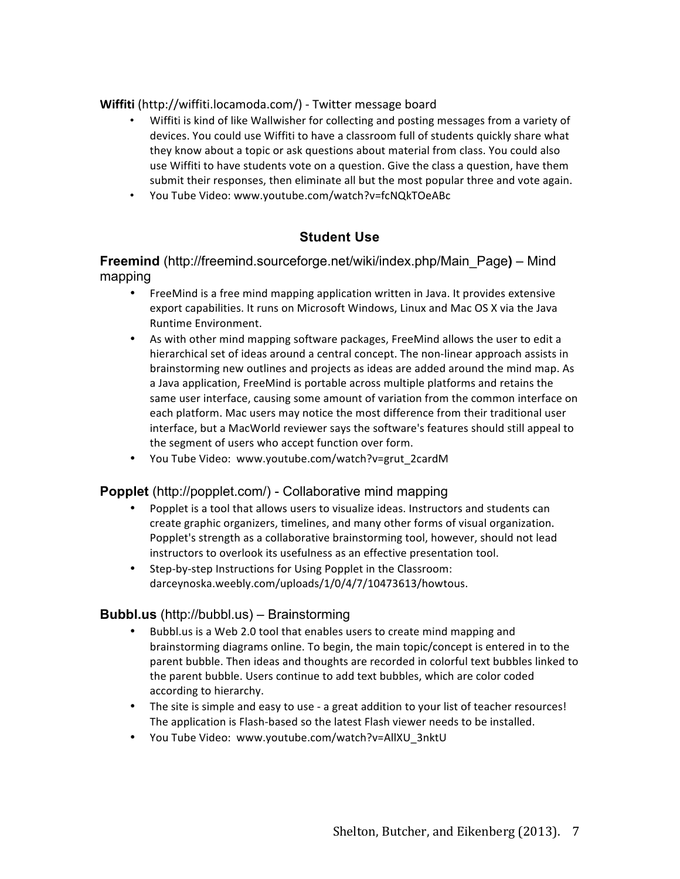**Wiffiti** (http://wiffiti.locamoda.com/) - Twitter message board

- Wiffiti is kind of like Wallwisher for collecting and posting messages from a variety of devices. You could use Wiffiti to have a classroom full of students quickly share what they know about a topic or ask questions about material from class. You could also use Wiffiti to have students vote on a question. Give the class a question, have them submit their responses, then eliminate all but the most popular three and vote again.
- You Tube Video: www.youtube.com/watch?v=fcNQkTOeABc

## Student Use

### **Freemind** (http://freemind.sourceforge.net/wiki/index.php/Main_Page**)** – Mind mapping

- FreeMind is a free mind mapping application written in Java. It provides extensive export capabilities. It runs on Microsoft Windows, Linux and Mac OS X via the Java Runtime Environment.
- As with other mind mapping software packages, FreeMind allows the user to edit a hierarchical set of ideas around a central concept. The non-linear approach assists in brainstorming new outlines and projects as ideas are added around the mind map. As a Java application, FreeMind is portable across multiple platforms and retains the same user interface, causing some amount of variation from the common interface on each platform. Mac users may notice the most difference from their traditional user interface, but a MacWorld reviewer says the software's features should still appeal to the segment of users who accept function over form.
- You Tube Video: www.youtube.com/watch?v=grut_2cardM

### **Popplet** (http://popplet.com/) - Collaborative mind mapping

- Popplet is a tool that allows users to visualize ideas. Instructors and students can create graphic organizers, timelines, and many other forms of visual organization. Popplet's strength as a collaborative brainstorming tool, however, should not lead instructors to overlook its usefulness as an effective presentation tool.
- Step-by-step Instructions for Using Popplet in the Classroom: darceynoska.weebly.com/uploads/1/0/4/7/10473613/howtous.

### **Bubbl.us** (http://bubbl.us) – Brainstorming

- Bubbl.us is a Web 2.0 tool that enables users to create mind mapping and brainstorming diagrams online. To begin, the main topic/concept is entered in to the parent bubble. Then ideas and thoughts are recorded in colorful text bubbles linked to the parent bubble. Users continue to add text bubbles, which are color coded according to hierarchy.
- The site is simple and easy to use - a great addition to your list of teacher resources! The application is Flash-based so the latest Flash viewer needs to be installed.
- You Tube Video: www.youtube.com/watch?v=AllXU_3nktU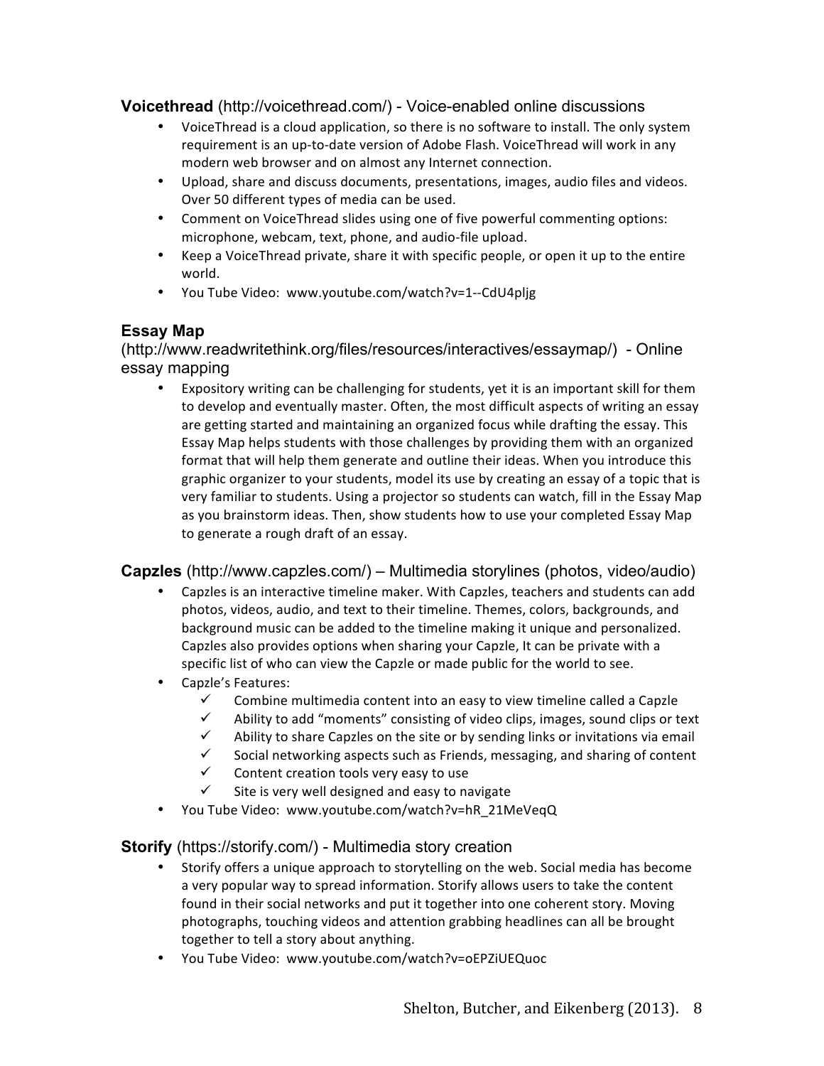**Voicethread** (http://voicethread.com/) - Voice-enabled online discussions

- VoiceThread is a cloud application, so there is no software to install. The only system requirement is an up-to-date version of Adobe Flash. VoiceThread will work in any modern web browser and on almost any Internet connection.
- Upload, share and discuss documents, presentations, images, audio files and videos. Over 50 different types of media can be used.
- Comment on VoiceThread slides using one of five powerful commenting options: microphone, webcam, text, phone, and audio-file upload.
- Keep a VoiceThread private, share it with specific people, or open it up to the entire world.
- You Tube Video: www.youtube.com/watch?v=1--CdU4pljg

### Essay Map

(http://www.readwritethink.org/files/resources/interactives/essaymap/) - Online essay mapping

- Expository writing can be challenging for students, yet it is an important skill for them to develop and eventually master. Often, the most difficult aspects of writing an essay are getting started and maintaining an organized focus while drafting the essay. This Essay Map helps students with those challenges by providing them with an organized format that will help them generate and outline their ideas. When you introduce this graphic organizer to your students, model its use by creating an essay of a topic that is very familiar to students. Using a projector so students can watch, fill in the Essay Map as you brainstorm ideas. Then, show students how to use your completed Essay Map to generate a rough draft of an essay.

**Capzles** (http://www.capzles.com/) – Multimedia storylines (photos, video/audio)

- Capzles is an interactive timeline maker. With Capzles, teachers and students can add photos, videos, audio, and text to their timeline. Themes, colors, backgrounds, and background music can be added to the timeline making it unique and personalized. Capzles also provides options when sharing your Capzle, It can be private with a specific list of who can view the Capzle or made public for the world to see.
- Capzle's Features:
  - ✓ Combine multimedia content into an easy to view timeline called a Capzle
  - ✓ Ability to add "moments" consisting of video clips, images, sound clips or text
  - ✓ Ability to share Capzles on the site or by sending links or invitations via email
  - ✓ Social networking aspects such as Friends, messaging, and sharing of content
  - ✓ Content creation tools very easy to use
  - ✓ Site is very well designed and easy to navigate
- You Tube Video: www.youtube.com/watch?v=hR_21MeVeqQ

**Storify** (https://storify.com/) - Multimedia story creation

- Storify offers a unique approach to storytelling on the web. Social media has become a very popular way to spread information. Storify allows users to take the content found in their social networks and put it together into one coherent story. Moving photographs, touching videos and attention grabbing headlines can all be brought together to tell a story about anything.
- You Tube Video: www.youtube.com/watch?v=oEPZiUEQuoc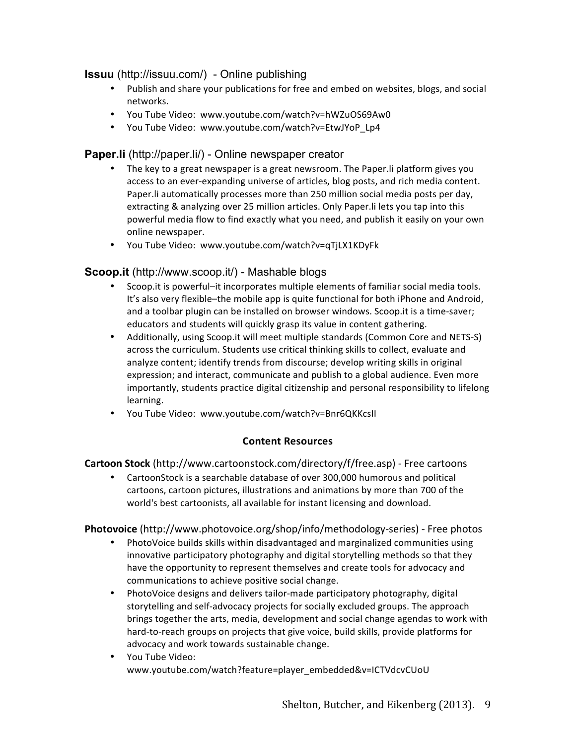**Issuu** (http://issuu.com/) - Online publishing

- Publish and share your publications for free and embed on websites, blogs, and social networks.
- You Tube Video: www.youtube.com/watch?v=hWZuOS69Aw0
- You Tube Video: www.youtube.com/watch?v=EtwJYoP_Lp4

**Paper.li** (http://paper.li/) - Online newspaper creator

- The key to a great newspaper is a great newsroom. The Paper.li platform gives you access to an ever-expanding universe of articles, blog posts, and rich media content. Paper.li automatically processes more than 250 million social media posts per day, extracting & analyzing over 25 million articles. Only Paper.li lets you tap into this powerful media flow to find exactly what you need, and publish it easily on your own online newspaper.
- You Tube Video: www.youtube.com/watch?v=qTjLX1KDyFk

**Scoop.it** (http://www.scoop.it/) - Mashable blogs

- Scoop.it is powerful–it incorporates multiple elements of familiar social media tools. It's also very flexible–the mobile app is quite functional for both iPhone and Android, and a toolbar plugin can be installed on browser windows. Scoop.it is a time-saver; educators and students will quickly grasp its value in content gathering.
- Additionally, using Scoop.it will meet multiple standards (Common Core and NETS-S) across the curriculum. Students use critical thinking skills to collect, evaluate and analyze content; identify trends from discourse; develop writing skills in original expression; and interact, communicate and publish to a global audience. Even more importantly, students practice digital citizenship and personal responsibility to lifelong learning.
- You Tube Video: www.youtube.com/watch?v=Bnr6QKKcsII

**Content Resources**

**Cartoon Stock** (http://www.cartoonstock.com/directory/f/free.asp) - Free cartoons

- CartoonStock is a searchable database of over 300,000 humorous and political cartoons, cartoon pictures, illustrations and animations by more than 700 of the world's best cartoonists, all available for instant licensing and download.

**Photovoice** (http://www.photovoice.org/shop/info/methodology-series) - Free photos

- PhotoVoice builds skills within disadvantaged and marginalized communities using innovative participatory photography and digital storytelling methods so that they have the opportunity to represent themselves and create tools for advocacy and communications to achieve positive social change.
- PhotoVoice designs and delivers tailor-made participatory photography, digital storytelling and self-advocacy projects for socially excluded groups. The approach brings together the arts, media, development and social change agendas to work with hard-to-reach groups on projects that give voice, build skills, provide platforms for advocacy and work towards sustainable change.
- You Tube Video: www.youtube.com/watch?feature=player_embedded&v=ICTVdcvCUoU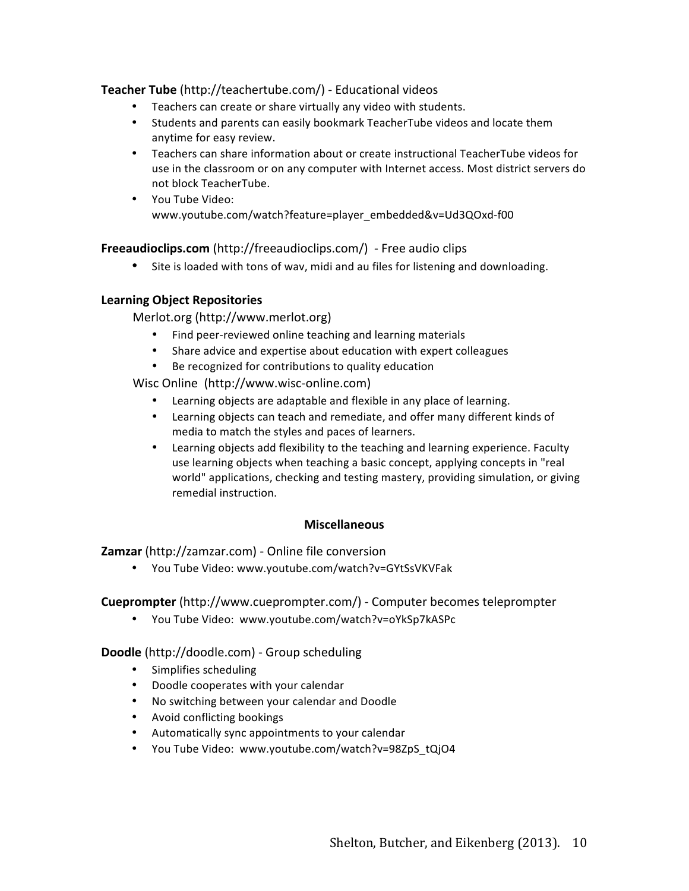**Teacher Tube** (http://teachertube.com/) - Educational videos

- Teachers can create or share virtually any video with students.
- Students and parents can easily bookmark TeacherTube videos and locate them anytime for easy review.
- Teachers can share information about or create instructional TeacherTube videos for use in the classroom or on any computer with Internet access. Most district servers do not block TeacherTube.
- You Tube Video: www.youtube.com/watch?feature=player_embedded&v=Ud3QOxd-f00

**Freeaudioclips.com** (http://freeaudioclips.com/) - Free audio clips

- Site is loaded with tons of wav, midi and au files for listening and downloading.

**Learning Object Repositories**

Merlot.org (http://www.merlot.org)

- Find peer-reviewed online teaching and learning materials
- Share advice and expertise about education with expert colleagues
- Be recognized for contributions to quality education

Wisc Online (http://www.wisc-online.com)

- Learning objects are adaptable and flexible in any place of learning.
- Learning objects can teach and remediate, and offer many different kinds of media to match the styles and paces of learners.
- Learning objects add flexibility to the teaching and learning experience. Faculty use learning objects when teaching a basic concept, applying concepts in "real world" applications, checking and testing mastery, providing simulation, or giving remedial instruction.

## Miscellaneous

**Zamzar** (http://zamzar.com) - Online file conversion

- You Tube Video: www.youtube.com/watch?v=GYtSsVKVFak

**Cueprompter** (http://www.cueprompter.com/) - Computer becomes teleprompter

- You Tube Video: www.youtube.com/watch?v=oYkSp7kASPc

**Doodle** (http://doodle.com) - Group scheduling

- Simplifies scheduling
- Doodle cooperates with your calendar
- No switching between your calendar and Doodle
- Avoid conflicting bookings
- Automatically sync appointments to your calendar
- You Tube Video: www.youtube.com/watch?v=98ZpS_tQjO4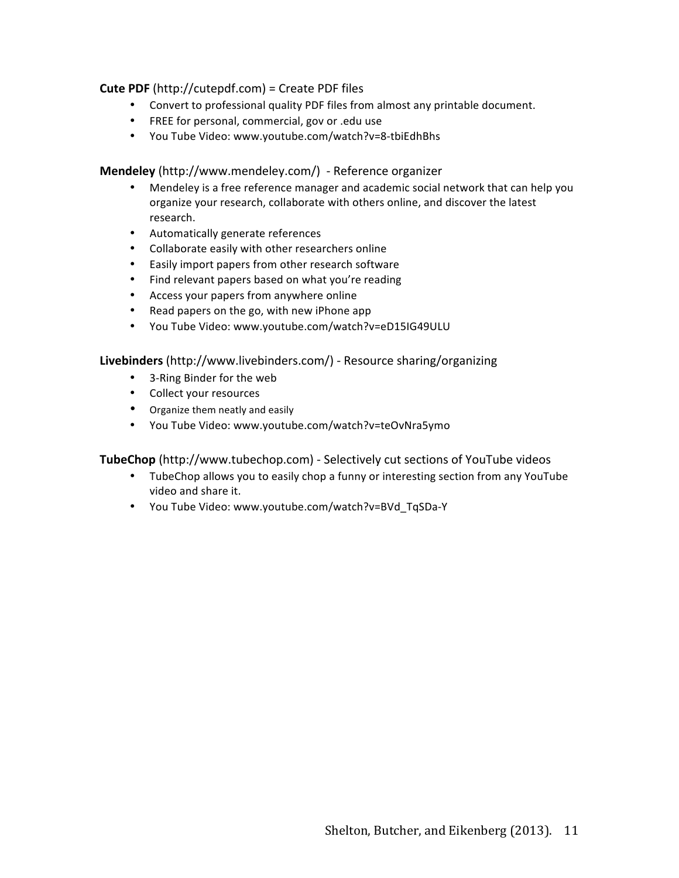**Cute PDF** (http://cutepdf.com) = Create PDF files

- Convert to professional quality PDF files from almost any printable document.
- FREE for personal, commercial, gov or .edu use
- You Tube Video: www.youtube.com/watch?v=8-tbiEdhBhs

**Mendeley** (http://www.mendeley.com/) - Reference organizer

- Mendeley is a free reference manager and academic social network that can help you organize your research, collaborate with others online, and discover the latest research.
- Automatically generate references
- Collaborate easily with other researchers online
- Easily import papers from other research software
- Find relevant papers based on what you're reading
- Access your papers from anywhere online
- Read papers on the go, with new iPhone app
- You Tube Video: www.youtube.com/watch?v=eD15IG49ULU

**Livebinders** (http://www.livebinders.com/) - Resource sharing/organizing

- 3-Ring Binder for the web
- Collect your resources
- Organize them neatly and easily
- You Tube Video: www.youtube.com/watch?v=teOvNra5ymo

**TubeChop** (http://www.tubechop.com) - Selectively cut sections of YouTube videos

- TubeChop allows you to easily chop a funny or interesting section from any YouTube video and share it.
- You Tube Video: www.youtube.com/watch?v=BVd_TqSDa-Y